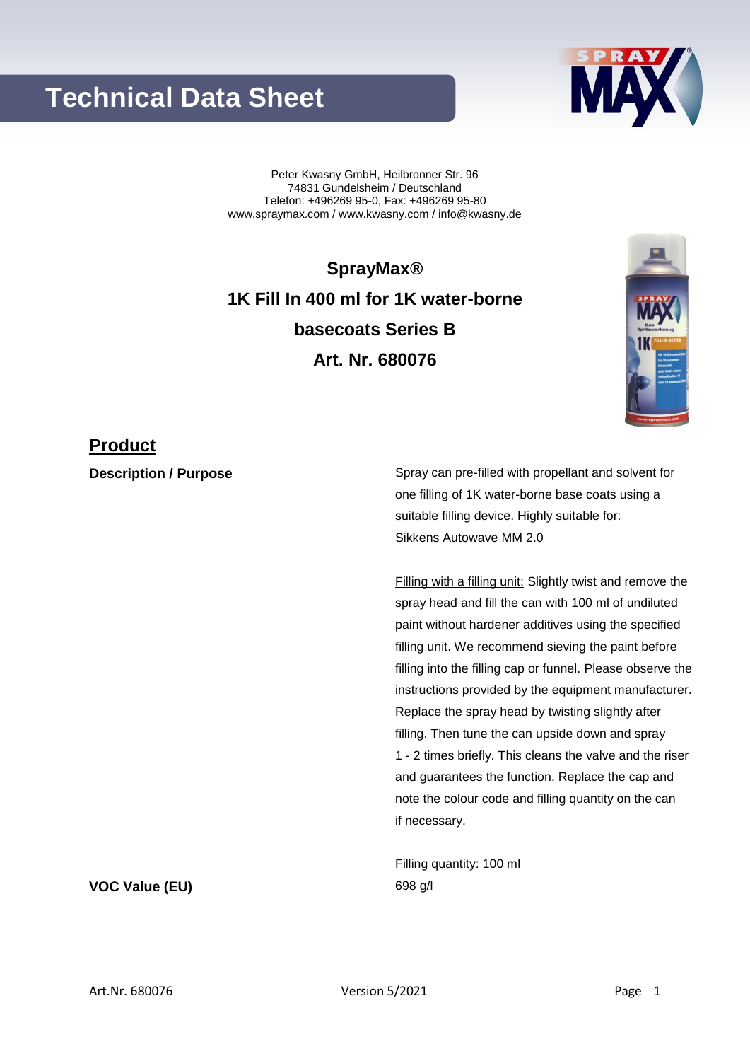# Technical Data Sheet

Peter Kwasny GmbH, Heilbronner Str. 96
74831 Gundelsheim / Deutschland
Telefon: +496269 95-0, Fax: +496269 95-80
www.spraymax.com / www.kwasny.com / info@kwasny.de

**SprayMax®**

**1K Fill In 400 ml for 1K water-borne basecoats Series B**

**Art. Nr. 680076**

## Product

**Description / Purpose**

Spray can pre-filled with propellant and solvent for one filling of 1K water-borne base coats using a suitable filling device. Highly suitable for: Sikkens Autowave MM 2.0

Filling with a filling unit: Slightly twist and remove the spray head and fill the can with 100 ml of undiluted paint without hardener additives using the specified filling unit. We recommend sieving the paint before filling into the filling cap or funnel. Please observe the instructions provided by the equipment manufacturer. Replace the spray head by twisting slightly after filling. Then tune the can upside down and spray 1 - 2 times briefly. This cleans the valve and the riser and guarantees the function. Replace the cap and note the colour code and filling quantity on the can if necessary.

Filling quantity: 100 ml

**VOC Value (EU)**

698 g/l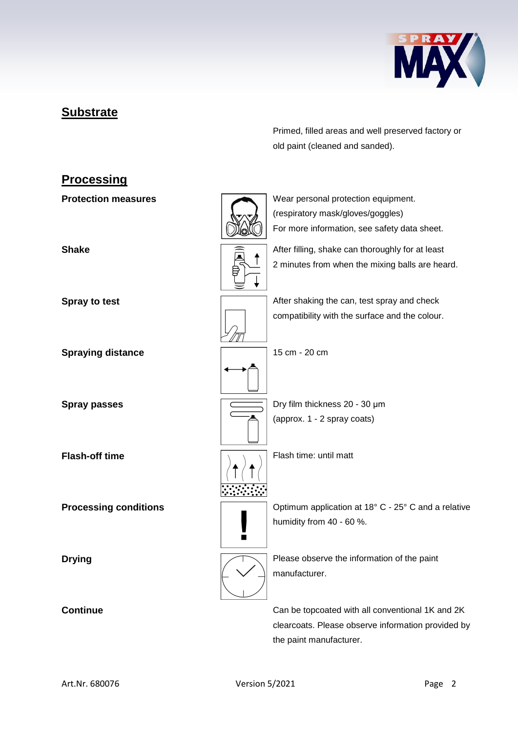## Substrate

Primed, filled areas and well preserved factory or old paint (cleaned and sanded).

## Processing

| | |
|---|---|
| **Protection measures** | Wear personal protection equipment. (respiratory mask/gloves/goggles) For more information, see safety data sheet. |
| **Shake** | After filling, shake can thoroughly for at least 2 minutes from when the mixing balls are heard. |
| **Spray to test** | After shaking the can, test spray and check compatibility with the surface and the colour. |
| **Spraying distance** | 15 cm - 20 cm |
| **Spray passes** | Dry film thickness 20 - 30 µm (approx. 1 - 2 spray coats) |
| **Flash-off time** | Flash time: until matt |
| **Processing conditions** | Optimum application at 18° C - 25° C and a relative humidity from 40 - 60 %. |
| **Drying** | Please observe the information of the paint manufacturer. |
| **Continue** | Can be topcoated with all conventional 1K and 2K clearcoats. Please observe information provided by the paint manufacturer. |

Art.Nr. 680076 Version 5/2021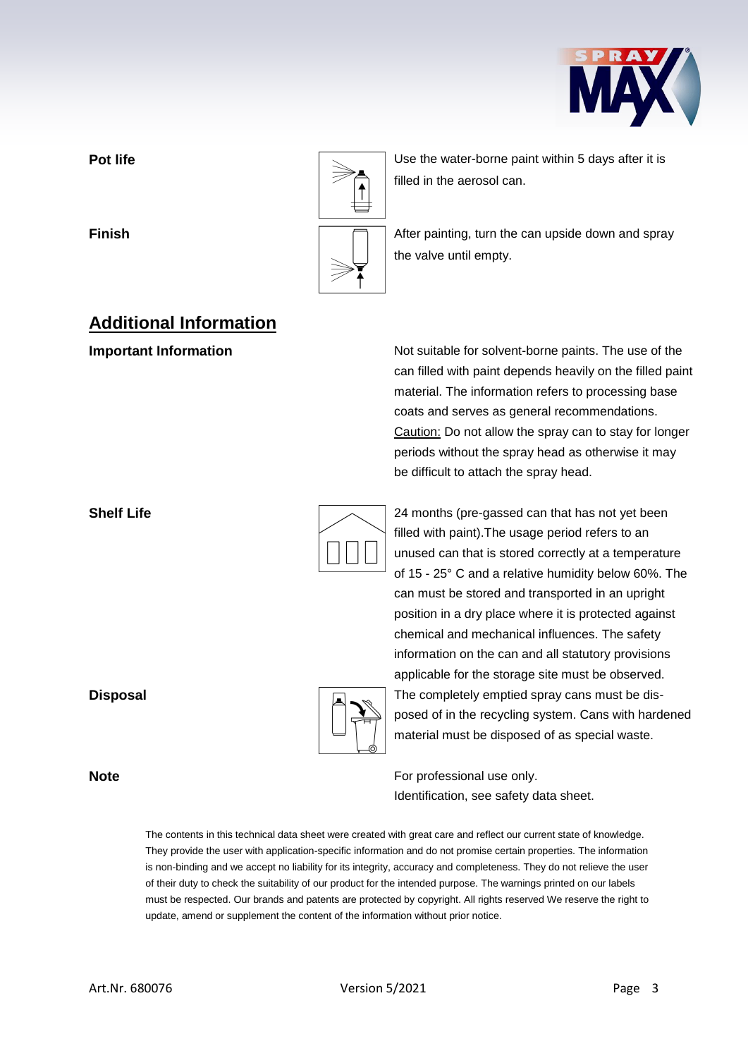**Pot life**

Use the water-borne paint within 5 days after it is filled in the aerosol can.

**Finish**

After painting, turn the can upside down and spray the valve until empty.

## Additional Information

**Important Information**

Not suitable for solvent-borne paints. The use of the can filled with paint depends heavily on the filled paint material. The information refers to processing base coats and serves as general recommendations. Caution: Do not allow the spray can to stay for longer periods without the spray head as otherwise it may be difficult to attach the spray head.

**Shelf Life**

24 months (pre-gassed can that has not yet been filled with paint).The usage period refers to an unused can that is stored correctly at a temperature of 15 - 25° C and a relative humidity below 60%. The can must be stored and transported in an upright position in a dry place where it is protected against chemical and mechanical influences. The safety information on the can and all statutory provisions applicable for the storage site must be observed.

**Disposal**

The completely emptied spray cans must be disposed of in the recycling system. Cans with hardened material must be disposed of as special waste.

**Note**

For professional use only.
Identification, see safety data sheet.

The contents in this technical data sheet were created with great care and reflect our current state of knowledge. They provide the user with application-specific information and do not promise certain properties. The information is non-binding and we accept no liability for its integrity, accuracy and completeness. They do not relieve the user of their duty to check the suitability of our product for the intended purpose. The warnings printed on our labels must be respected. Our brands and patents are protected by copyright. All rights reserved We reserve the right to update, amend or supplement the content of the information without prior notice.

Art.Nr. 680076 Version 5/2021